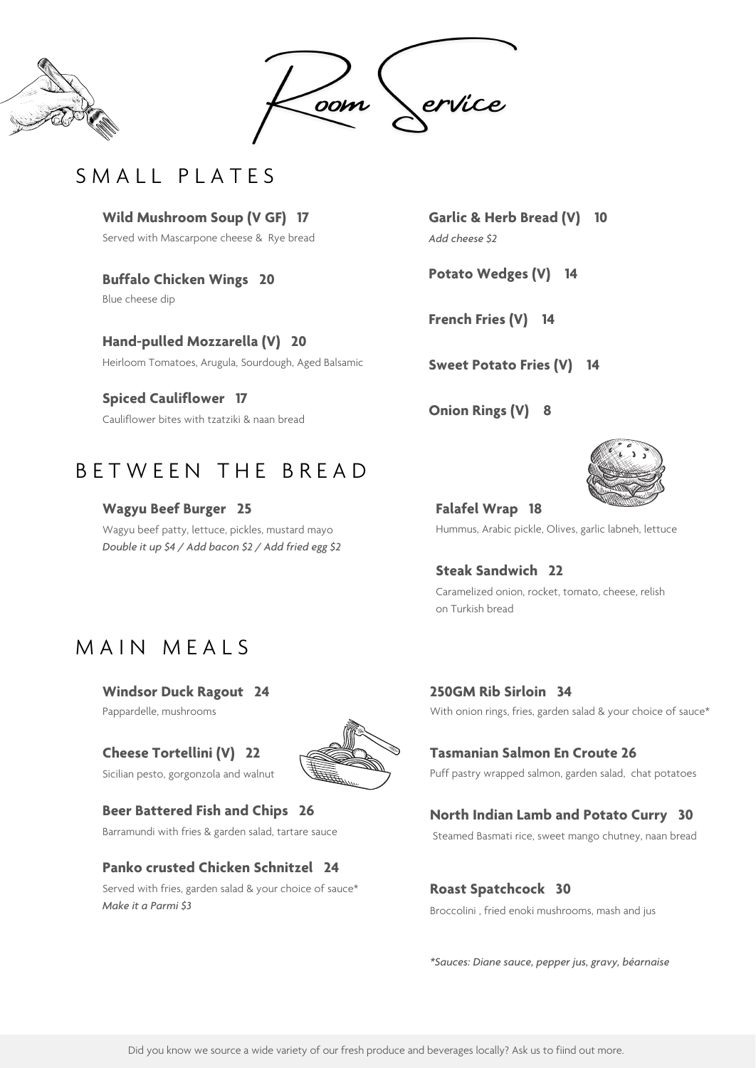# Room Service

## SMALL PLATES

**Wild Mushroom Soup (V GF) 17**
Served with Mascarpone cheese & Rye bread

**Buffalo Chicken Wings 20**
Blue cheese dip

**Hand-pulled Mozzarella (V) 20**
Heirloom Tomatoes, Arugula, Sourdough, Aged Balsamic

**Spiced Cauliflower 17**
Cauliflower bites with tzatziki & naan bread

**Garlic & Herb Bread (V) 10**
*Add cheese $2*

**Potato Wedges (V) 14**

**French Fries (V) 14**

**Sweet Potato Fries (V) 14**

**Onion Rings (V) 8**

## BETWEEN THE BREAD

**Wagyu Beef Burger 25**
Wagyu beef patty, lettuce, pickles, mustard mayo
*Double it up $4 / Add bacon $2 / Add fried egg $2*

**Falafel Wrap 18**
Hummus, Arabic pickle, Olives, garlic labneh, lettuce

**Steak Sandwich 22**
Caramelized onion, rocket, tomato, cheese, relish on Turkish bread

## MAIN MEALS

**Windsor Duck Ragout 24**
Pappardelle, mushrooms

**Cheese Tortellini (V) 22**
Sicilian pesto, gorgonzola and walnut

**Beer Battered Fish and Chips 26**
Barramundi with fries & garden salad, tartare sauce

**Panko crusted Chicken Schnitzel 24**
Served with fries, garden salad & your choice of sauce*
*Make it a Parmi $3*

**250GM Rib Sirloin 34**
With onion rings, fries, garden salad & your choice of sauce*

**Tasmanian Salmon En Croute 26**
Puff pastry wrapped salmon, garden salad, chat potatoes

**North Indian Lamb and Potato Curry 30**
Steamed Basmati rice, sweet mango chutney, naan bread

**Roast Spatchcock 30**
Broccolini , fried enoki mushrooms, mash and jus

*\*Sauces: Diane sauce, pepper jus, gravy, béarnaise*

Did you know we source a wide variety of our fresh produce and beverages locally? Ask us to fiind out more.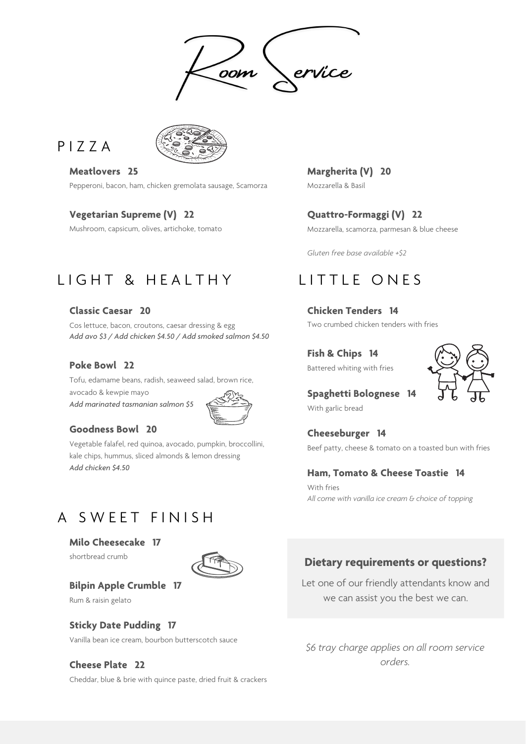# Room Service

## PIZZA

**Meatlovers 25**
Pepperoni, bacon, ham, chicken gremolata sausage, Scamorza

**Vegetarian Supreme (V) 22**
Mushroom, capsicum, olives, artichoke, tomato

**Margherita (V) 20**
Mozzarella & Basil

**Quattro-Formaggi (V) 22**
Mozzarella, scamorza, parmesan & blue cheese

*Gluten free base available +$2*

## LIGHT & HEALTHY

**Classic Caesar 20**
Cos lettuce, bacon, croutons, caesar dressing & egg
*Add avo $3 / Add chicken $4.50 / Add smoked salmon $4.50*

**Poke Bowl 22**
Tofu, edamame beans, radish, seaweed salad, brown rice, avocado & kewpie mayo
*Add marinated tasmanian salmon $5*

**Goodness Bowl 20**
Vegetable falafel, red quinoa, avocado, pumpkin, broccollini, kale chips, hummus, sliced almonds & lemon dressing
*Add chicken $4.50*

## LITTLE ONES

**Chicken Tenders 14**
Two crumbed chicken tenders with fries

**Fish & Chips 14**
Battered whiting with fries

**Spaghetti Bolognese 14**
With garlic bread

**Cheeseburger 14**
Beef patty, cheese & tomato on a toasted bun with fries

**Ham, Tomato & Cheese Toastie 14**
With fries
*All come with vanilla ice cream & choice of topping*

## A SWEET FINISH

**Milo Cheesecake 17**
shortbread crumb

**Bilpin Apple Crumble 17**
Rum & raisin gelato

**Sticky Date Pudding 17**
Vanilla bean ice cream, bourbon butterscotch sauce

**Cheese Plate 22**
Cheddar, blue & brie with quince paste, dried fruit & crackers

**Dietary requirements or questions?**

Let one of our friendly attendants know and we can assist you the best we can.

*$6 tray charge applies on all room service orders.*